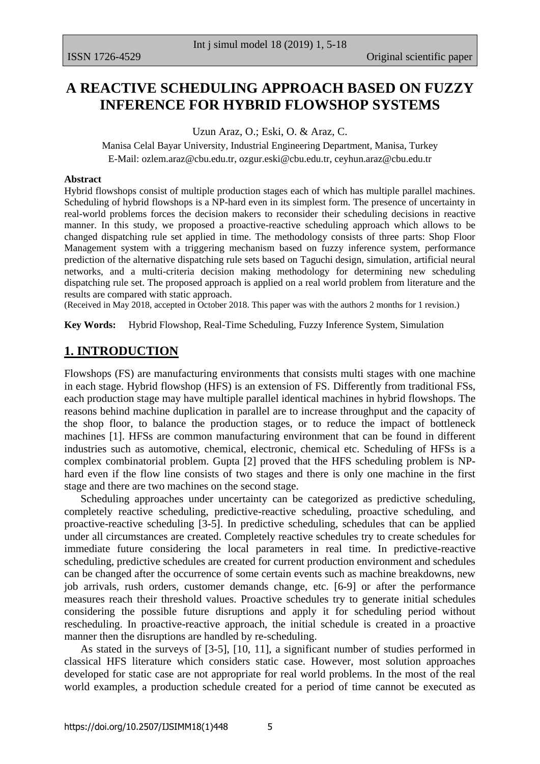# A REACTIVE SCHEDULING APPROACH BASED ON FUZZY INFERENCE FOR HYBRID FLOWSHOP SYSTEMS

Uzun Araz, O.; Eski, O. & Araz, C.

Manisa Celal Bayar University, Industrial Engineering Department, Manisa, Turkey
E-Mail: ozlem.araz@cbu.edu.tr, ozgur.eski@cbu.edu.tr, ceyhun.araz@cbu.edu.tr

**Abstract**

Hybrid flowshops consist of multiple production stages each of which has multiple parallel machines. Scheduling of hybrid flowshops is a NP-hard even in its simplest form. The presence of uncertainty in real-world problems forces the decision makers to reconsider their scheduling decisions in reactive manner. In this study, we proposed a proactive-reactive scheduling approach which allows to be changed dispatching rule set applied in time. The methodology consists of three parts: Shop Floor Management system with a triggering mechanism based on fuzzy inference system, performance prediction of the alternative dispatching rule sets based on Taguchi design, simulation, artificial neural networks, and a multi-criteria decision making methodology for determining new scheduling dispatching rule set. The proposed approach is applied on a real world problem from literature and the results are compared with static approach.

(Received in May 2018, accepted in October 2018. This paper was with the authors 2 months for 1 revision.)

**Key Words:** Hybrid Flowshop, Real-Time Scheduling, Fuzzy Inference System, Simulation

## 1. INTRODUCTION

Flowshops (FS) are manufacturing environments that consists multi stages with one machine in each stage. Hybrid flowshop (HFS) is an extension of FS. Differently from traditional FSs, each production stage may have multiple parallel identical machines in hybrid flowshops. The reasons behind machine duplication in parallel are to increase throughput and the capacity of the shop floor, to balance the production stages, or to reduce the impact of bottleneck machines [1]. HFSs are common manufacturing environment that can be found in different industries such as automotive, chemical, electronic, chemical etc. Scheduling of HFSs is a complex combinatorial problem. Gupta [2] proved that the HFS scheduling problem is NP-hard even if the flow line consists of two stages and there is only one machine in the first stage and there are two machines on the second stage.

Scheduling approaches under uncertainty can be categorized as predictive scheduling, completely reactive scheduling, predictive-reactive scheduling, proactive scheduling, and proactive-reactive scheduling [3-5]. In predictive scheduling, schedules that can be applied under all circumstances are created. Completely reactive schedules try to create schedules for immediate future considering the local parameters in real time. In predictive-reactive scheduling, predictive schedules are created for current production environment and schedules can be changed after the occurrence of some certain events such as machine breakdowns, new job arrivals, rush orders, customer demands change, etc. [6-9] or after the performance measures reach their threshold values. Proactive schedules try to generate initial schedules considering the possible future disruptions and apply it for scheduling period without rescheduling. In proactive-reactive approach, the initial schedule is created in a proactive manner then the disruptions are handled by re-scheduling.

As stated in the surveys of [3-5], [10, 11], a significant number of studies performed in classical HFS literature which considers static case. However, most solution approaches developed for static case are not appropriate for real world problems. In the most of the real world examples, a production schedule created for a period of time cannot be executed as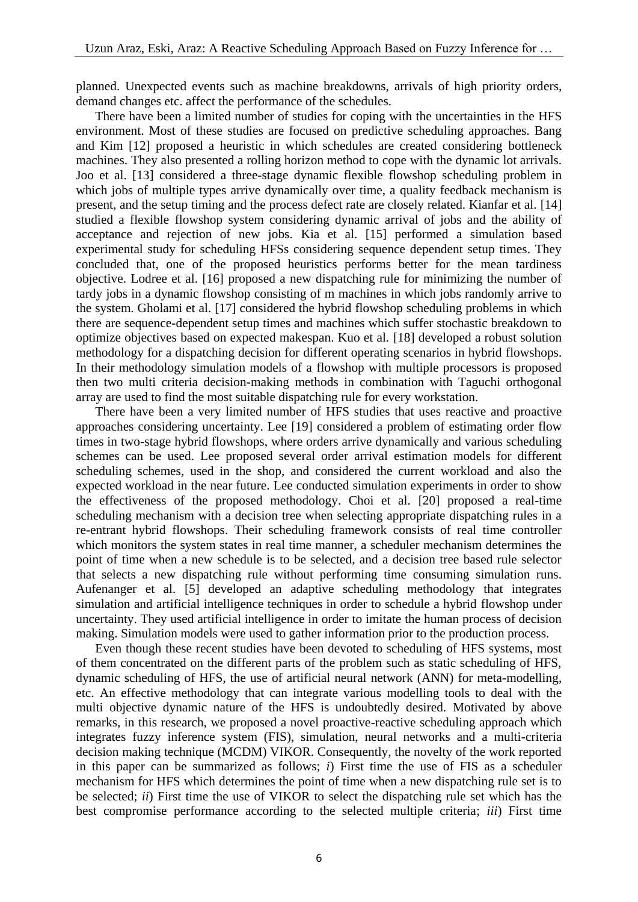planned. Unexpected events such as machine breakdowns, arrivals of high priority orders, demand changes etc. affect the performance of the schedules.

There have been a limited number of studies for coping with the uncertainties in the HFS environment. Most of these studies are focused on predictive scheduling approaches. Bang and Kim [12] proposed a heuristic in which schedules are created considering bottleneck machines. They also presented a rolling horizon method to cope with the dynamic lot arrivals. Joo et al. [13] considered a three-stage dynamic flexible flowshop scheduling problem in which jobs of multiple types arrive dynamically over time, a quality feedback mechanism is present, and the setup timing and the process defect rate are closely related. Kianfar et al. [14] studied a flexible flowshop system considering dynamic arrival of jobs and the ability of acceptance and rejection of new jobs. Kia et al. [15] performed a simulation based experimental study for scheduling HFSs considering sequence dependent setup times. They concluded that, one of the proposed heuristics performs better for the mean tardiness objective. Lodree et al. [16] proposed a new dispatching rule for minimizing the number of tardy jobs in a dynamic flowshop consisting of m machines in which jobs randomly arrive to the system. Gholami et al. [17] considered the hybrid flowshop scheduling problems in which there are sequence-dependent setup times and machines which suffer stochastic breakdown to optimize objectives based on expected makespan. Kuo et al. [18] developed a robust solution methodology for a dispatching decision for different operating scenarios in hybrid flowshops. In their methodology simulation models of a flowshop with multiple processors is proposed then two multi criteria decision-making methods in combination with Taguchi orthogonal array are used to find the most suitable dispatching rule for every workstation.

There have been a very limited number of HFS studies that uses reactive and proactive approaches considering uncertainty. Lee [19] considered a problem of estimating order flow times in two-stage hybrid flowshops, where orders arrive dynamically and various scheduling schemes can be used. Lee proposed several order arrival estimation models for different scheduling schemes, used in the shop, and considered the current workload and also the expected workload in the near future. Lee conducted simulation experiments in order to show the effectiveness of the proposed methodology. Choi et al. [20] proposed a real-time scheduling mechanism with a decision tree when selecting appropriate dispatching rules in a re-entrant hybrid flowshops. Their scheduling framework consists of real time controller which monitors the system states in real time manner, a scheduler mechanism determines the point of time when a new schedule is to be selected, and a decision tree based rule selector that selects a new dispatching rule without performing time consuming simulation runs. Aufenanger et al. [5] developed an adaptive scheduling methodology that integrates simulation and artificial intelligence techniques in order to schedule a hybrid flowshop under uncertainty. They used artificial intelligence in order to imitate the human process of decision making. Simulation models were used to gather information prior to the production process.

Even though these recent studies have been devoted to scheduling of HFS systems, most of them concentrated on the different parts of the problem such as static scheduling of HFS, dynamic scheduling of HFS, the use of artificial neural network (ANN) for meta-modelling, etc. An effective methodology that can integrate various modelling tools to deal with the multi objective dynamic nature of the HFS is undoubtedly desired. Motivated by above remarks, in this research, we proposed a novel proactive-reactive scheduling approach which integrates fuzzy inference system (FIS), simulation, neural networks and a multi-criteria decision making technique (MCDM) VIKOR. Consequently, the novelty of the work reported in this paper can be summarized as follows; *i*) First time the use of FIS as a scheduler mechanism for HFS which determines the point of time when a new dispatching rule set is to be selected; *ii*) First time the use of VIKOR to select the dispatching rule set which has the best compromise performance according to the selected multiple criteria; *iii*) First time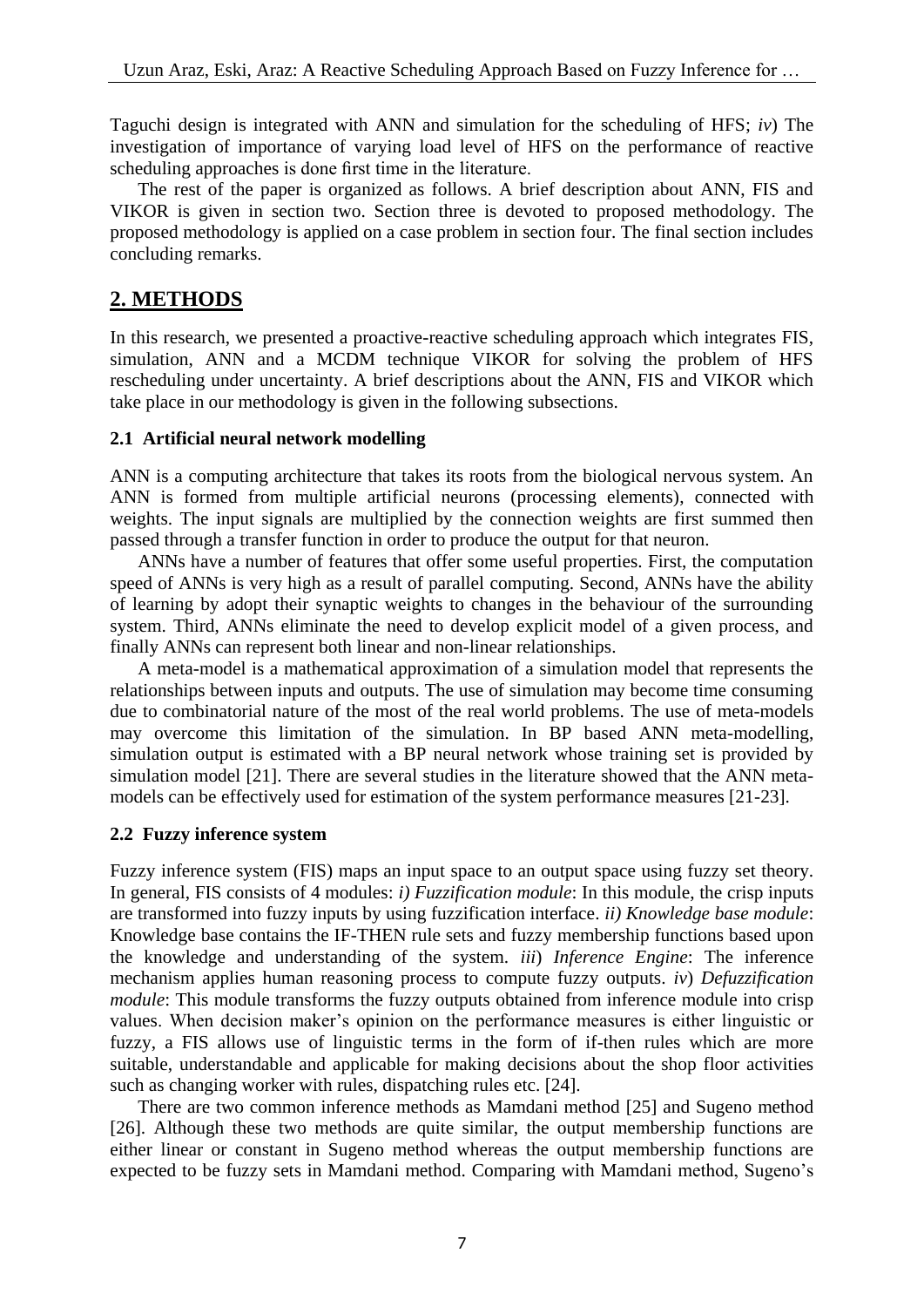Taguchi design is integrated with ANN and simulation for the scheduling of HFS; *iv*) The investigation of importance of varying load level of HFS on the performance of reactive scheduling approaches is done first time in the literature.

The rest of the paper is organized as follows. A brief description about ANN, FIS and VIKOR is given in section two. Section three is devoted to proposed methodology. The proposed methodology is applied on a case problem in section four. The final section includes concluding remarks.

## 2. METHODS

In this research, we presented a proactive-reactive scheduling approach which integrates FIS, simulation, ANN and a MCDM technique VIKOR for solving the problem of HFS rescheduling under uncertainty. A brief descriptions about the ANN, FIS and VIKOR which take place in our methodology is given in the following subsections.

### 2.1 Artificial neural network modelling

ANN is a computing architecture that takes its roots from the biological nervous system. An ANN is formed from multiple artificial neurons (processing elements), connected with weights. The input signals are multiplied by the connection weights are first summed then passed through a transfer function in order to produce the output for that neuron.

ANNs have a number of features that offer some useful properties. First, the computation speed of ANNs is very high as a result of parallel computing. Second, ANNs have the ability of learning by adopt their synaptic weights to changes in the behaviour of the surrounding system. Third, ANNs eliminate the need to develop explicit model of a given process, and finally ANNs can represent both linear and non-linear relationships.

A meta-model is a mathematical approximation of a simulation model that represents the relationships between inputs and outputs. The use of simulation may become time consuming due to combinatorial nature of the most of the real world problems. The use of meta-models may overcome this limitation of the simulation. In BP based ANN meta-modelling, simulation output is estimated with a BP neural network whose training set is provided by simulation model [21]. There are several studies in the literature showed that the ANN meta-models can be effectively used for estimation of the system performance measures [21-23].

### 2.2 Fuzzy inference system

Fuzzy inference system (FIS) maps an input space to an output space using fuzzy set theory. In general, FIS consists of 4 modules: *i) Fuzzification module*: In this module, the crisp inputs are transformed into fuzzy inputs by using fuzzification interface. *ii) Knowledge base module*: Knowledge base contains the IF-THEN rule sets and fuzzy membership functions based upon the knowledge and understanding of the system. *iii*) *Inference Engine*: The inference mechanism applies human reasoning process to compute fuzzy outputs. *iv*) *Defuzzification module*: This module transforms the fuzzy outputs obtained from inference module into crisp values. When decision maker's opinion on the performance measures is either linguistic or fuzzy, a FIS allows use of linguistic terms in the form of if-then rules which are more suitable, understandable and applicable for making decisions about the shop floor activities such as changing worker with rules, dispatching rules etc. [24].

There are two common inference methods as Mamdani method [25] and Sugeno method [26]. Although these two methods are quite similar, the output membership functions are either linear or constant in Sugeno method whereas the output membership functions are expected to be fuzzy sets in Mamdani method. Comparing with Mamdani method, Sugeno's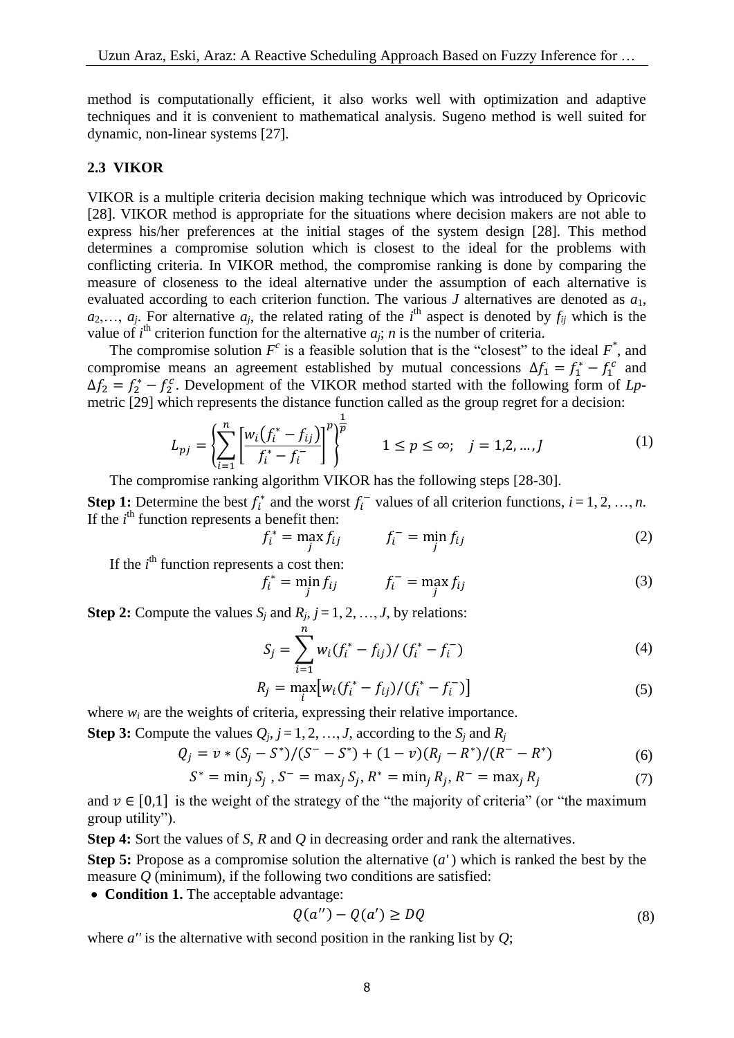method is computationally efficient, it also works well with optimization and adaptive techniques and it is convenient to mathematical analysis. Sugeno method is well suited for dynamic, non-linear systems [27].

### 2.3 VIKOR

VIKOR is a multiple criteria decision making technique which was introduced by Opricovic [28]. VIKOR method is appropriate for the situations where decision makers are not able to express his/her preferences at the initial stages of the system design [28]. This method determines a compromise solution which is closest to the ideal for the problems with conflicting criteria. In VIKOR method, the compromise ranking is done by comparing the measure of closeness to the ideal alternative under the assumption of each alternative is evaluated according to each criterion function. The various $J$ alternatives are denoted as $a_1$, $a_2$,…, $a_j$. For alternative $a_j$, the related rating of the $i^{\text{th}}$ aspect is denoted by $f_{ij}$ which is the value of $i^{\text{th}}$ criterion function for the alternative $a_j$; $n$ is the number of criteria.

The compromise solution $F^c$ is a feasible solution that is the "closest" to the ideal $F^*$, and compromise means an agreement established by mutual concessions $\Delta f_1 = f_1^* - f_1^c$ and $\Delta f_2 = f_2^* - f_2^c$. Development of the VIKOR method started with the following form of $Lp$-metric [29] which represents the distance function called as the group regret for a decision:

$$L_{pj} = \left\{ \sum_{i=1}^{n} \left[ \frac{w_i \left( f_i^* - f_{ij} \right)}{f_i^* - f_i^-} \right]^p \right\}^{\frac{1}{p}} \qquad 1 \le p \le \infty; \quad j = 1,2,\dots,J \tag{1}$$

The compromise ranking algorithm VIKOR has the following steps [28-30].

**Step 1:** Determine the best $f_i^*$ and the worst $f_i^-$ values of all criterion functions, $i = 1, 2, \dots, n$. If the $i^{\text{th}}$ function represents a benefit then:

$$f_i^* = \max_j f_{ij} \qquad f_i^- = \min_j f_{ij} \tag{2}$$

If the $i^{\text{th}}$ function represents a cost then:

$$f_i^* = \min_j f_{ij} \qquad f_i^- = \max_j f_{ij} \tag{3}$$

**Step 2:** Compute the values $S_j$ and $R_j$, $j = 1, 2, \dots, J$, by relations:

$$S_j = \sum_{i=1}^{n} w_i (f_i^* - f_{ij}) / (f_i^* - f_i^-) \tag{4}$$

$$R_j = \max_i \left[ w_i (f_i^* - f_{ij}) / (f_i^* - f_i^-) \right] \tag{5}$$

where $w_i$ are the weights of criteria, expressing their relative importance.

**Step 3:** Compute the values $Q_j$, $j = 1, 2, \dots, J$, according to the $S_j$ and $R_j$

$$Q_j = v * (S_j - S^*)/(S^- - S^*) + (1 - v)(R_j - R^*)/(R^- - R^*) \tag{6}$$

$$S^* = \min_j S_j \text{ , } S^- = \max_j S_j, R^* = \min_j R_j, R^- = \max_j R_j \tag{7}$$

and $v \in [0,1]$ is the weight of the strategy of the "the majority of criteria" (or "the maximum group utility").

**Step 4:** Sort the values of $S$, $R$ and $Q$ in decreasing order and rank the alternatives.

**Step 5:** Propose as a compromise solution the alternative ($a'$) which is ranked the best by the measure $Q$ (minimum), if the following two conditions are satisfied:

- **Condition 1.** The acceptable advantage:

$$Q(a'') - Q(a') \ge DQ \tag{8}$$

where $a''$ is the alternative with second position in the ranking list by $Q$;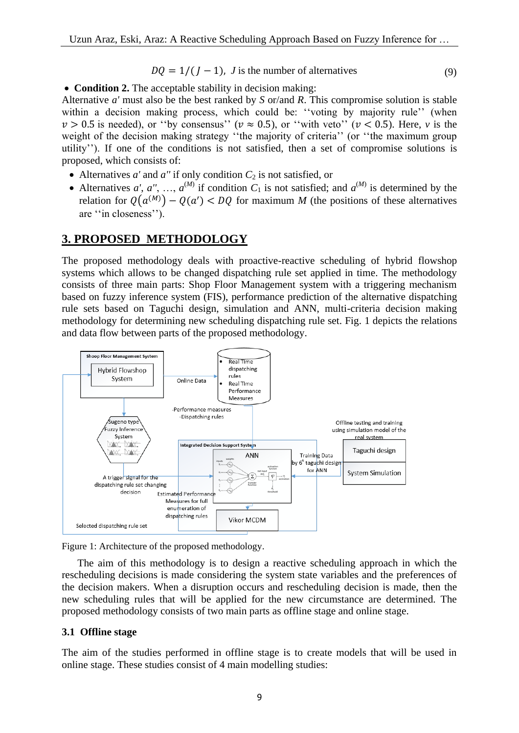$$DQ = 1/(J-1),\ J \text{ is the number of alternatives} \tag{9}$$

- **Condition 2.** The acceptable stability in decision making:

Alternative $a'$ must also be the best ranked by $S$ or/and $R$. This compromise solution is stable within a decision making process, which could be: ''voting by majority rule'' (when $v > 0.5$ is needed), or ''by consensus'' ($v \approx 0.5$), or ''with veto'' ($v < 0.5$). Here, $v$ is the weight of the decision making strategy ''the majority of criteria'' (or ''the maximum group utility''). If one of the conditions is not satisfied, then a set of compromise solutions is proposed, which consists of:

- Alternatives $a'$ and $a''$ if only condition $C_2$ is not satisfied, or
- Alternatives $a'$, $a''$, …, $a^{(M)}$ if condition $C_1$ is not satisfied; and $a^{(M)}$ is determined by the relation for $Q\left(a^{(M)}\right) - Q(a') < DQ$ for maximum $M$ (the positions of these alternatives are ''in closeness'').

## 3. PROPOSED METHODOLOGY

The proposed methodology deals with proactive-reactive scheduling of hybrid flowshop systems which allows to be changed dispatching rule set applied in time. The methodology consists of three main parts: Shop Floor Management system with a triggering mechanism based on fuzzy inference system (FIS), performance prediction of the alternative dispatching rule sets based on Taguchi design, simulation and ANN, multi-criteria decision making methodology for determining new scheduling dispatching rule set. Fig. 1 depicts the relations and data flow between parts of the proposed methodology.

Figure 1: Architecture of the proposed methodology.

The aim of this methodology is to design a reactive scheduling approach in which the rescheduling decisions is made considering the system state variables and the preferences of the decision makers. When a disruption occurs and rescheduling decision is made, then the new scheduling rules that will be applied for the new circumstance are determined. The proposed methodology consists of two main parts as offline stage and online stage.

### 3.1 Offline stage

The aim of the studies performed in offline stage is to create models that will be used in online stage. These studies consist of 4 main modelling studies: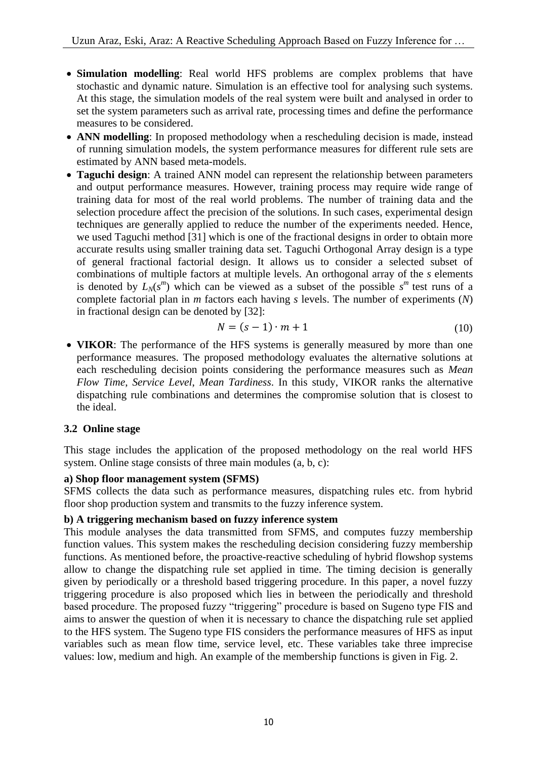- **Simulation modelling**: Real world HFS problems are complex problems that have stochastic and dynamic nature. Simulation is an effective tool for analysing such systems. At this stage, the simulation models of the real system were built and analysed in order to set the system parameters such as arrival rate, processing times and define the performance measures to be considered.
- **ANN modelling**: In proposed methodology when a rescheduling decision is made, instead of running simulation models, the system performance measures for different rule sets are estimated by ANN based meta-models.
- **Taguchi design**: A trained ANN model can represent the relationship between parameters and output performance measures. However, training process may require wide range of training data for most of the real world problems. The number of training data and the selection procedure affect the precision of the solutions. In such cases, experimental design techniques are generally applied to reduce the number of the experiments needed. Hence, we used Taguchi method [31] which is one of the fractional designs in order to obtain more accurate results using smaller training data set. Taguchi Orthogonal Array design is a type of general fractional factorial design. It allows us to consider a selected subset of combinations of multiple factors at multiple levels. An orthogonal array of the *s* elements is denoted by $L_N(s^m)$ which can be viewed as a subset of the possible $s^m$ test runs of a complete factorial plan in *m* factors each having *s* levels. The number of experiments ($N$) in fractional design can be denoted by [32]:

$$N = (s-1) \cdot m + 1 \tag{10}$$

- **VIKOR**: The performance of the HFS systems is generally measured by more than one performance measures. The proposed methodology evaluates the alternative solutions at each rescheduling decision points considering the performance measures such as *Mean Flow Time*, *Service Level*, *Mean Tardiness*. In this study, VIKOR ranks the alternative dispatching rule combinations and determines the compromise solution that is closest to the ideal.

### 3.2 Online stage

This stage includes the application of the proposed methodology on the real world HFS system. Online stage consists of three main modules (a, b, c):

**a) Shop floor management system (SFMS)**

SFMS collects the data such as performance measures, dispatching rules etc. from hybrid floor shop production system and transmits to the fuzzy inference system.

**b) A triggering mechanism based on fuzzy inference system**

This module analyses the data transmitted from SFMS, and computes fuzzy membership function values. This system makes the rescheduling decision considering fuzzy membership functions. As mentioned before, the proactive-reactive scheduling of hybrid flowshop systems allow to change the dispatching rule set applied in time. The timing decision is generally given by periodically or a threshold based triggering procedure. In this paper, a novel fuzzy triggering procedure is also proposed which lies in between the periodically and threshold based procedure. The proposed fuzzy "triggering" procedure is based on Sugeno type FIS and aims to answer the question of when it is necessary to chance the dispatching rule set applied to the HFS system. The Sugeno type FIS considers the performance measures of HFS as input variables such as mean flow time, service level, etc. These variables take three imprecise values: low, medium and high. An example of the membership functions is given in Fig. 2.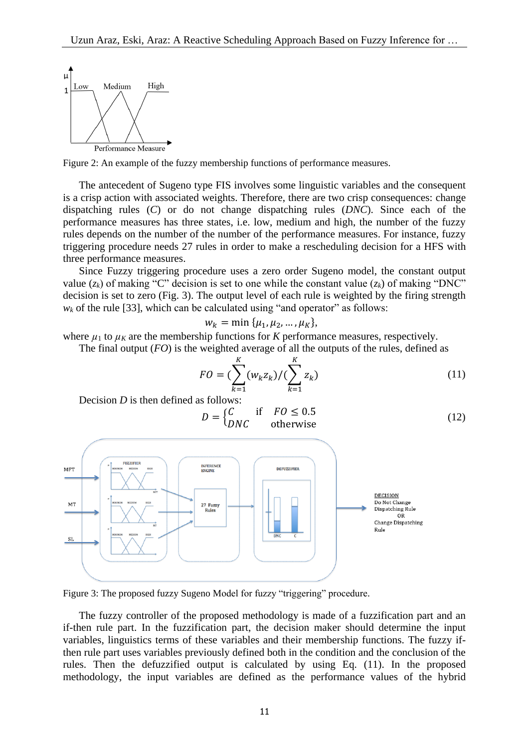Figure 2: An example of the fuzzy membership functions of performance measures.

The antecedent of Sugeno type FIS involves some linguistic variables and the consequent is a crisp action with associated weights. Therefore, there are two crisp consequences: change dispatching rules (*C*) or do not change dispatching rules (*DNC*). Since each of the performance measures has three states, i.e. low, medium and high, the number of the fuzzy rules depends on the number of the number of the performance measures. For instance, fuzzy triggering procedure needs 27 rules in order to make a rescheduling decision for a HFS with three performance measures.

Since Fuzzy triggering procedure uses a zero order Sugeno model, the constant output value ($z_k$) of making "C" decision is set to one while the constant value ($z_k$) of making "DNC" decision is set to zero (Fig. 3). The output level of each rule is weighted by the firing strength $w_k$ of the rule [33], which can be calculated using "and operator" as follows:

$$w_k = \min\{\mu_1, \mu_2, \ldots, \mu_K\},$$

where $\mu_1$ to $\mu_K$ are the membership functions for $K$ performance measures, respectively.

The final output (*FO*) is the weighted average of all the outputs of the rules, defined as

$$FO = (\sum_{k=1}^{K} (w_k z_k) / (\sum_{k=1}^{K} z_k) \tag{11}$$

Decision *D* is then defined as follows:

$$D = \begin{cases} C & \text{if} \quad FO \leq 0.5 \\ DNC & \text{otherwise} \end{cases} \tag{12}$$

Figure 3: The proposed fuzzy Sugeno Model for fuzzy "triggering" procedure.

The fuzzy controller of the proposed methodology is made of a fuzzification part and an if-then rule part. In the fuzzification part, the decision maker should determine the input variables, linguistics terms of these variables and their membership functions. The fuzzy if-then rule part uses variables previously defined both in the condition and the conclusion of the rules. Then the defuzzified output is calculated by using Eq. (11). In the proposed methodology, the input variables are defined as the performance values of the hybrid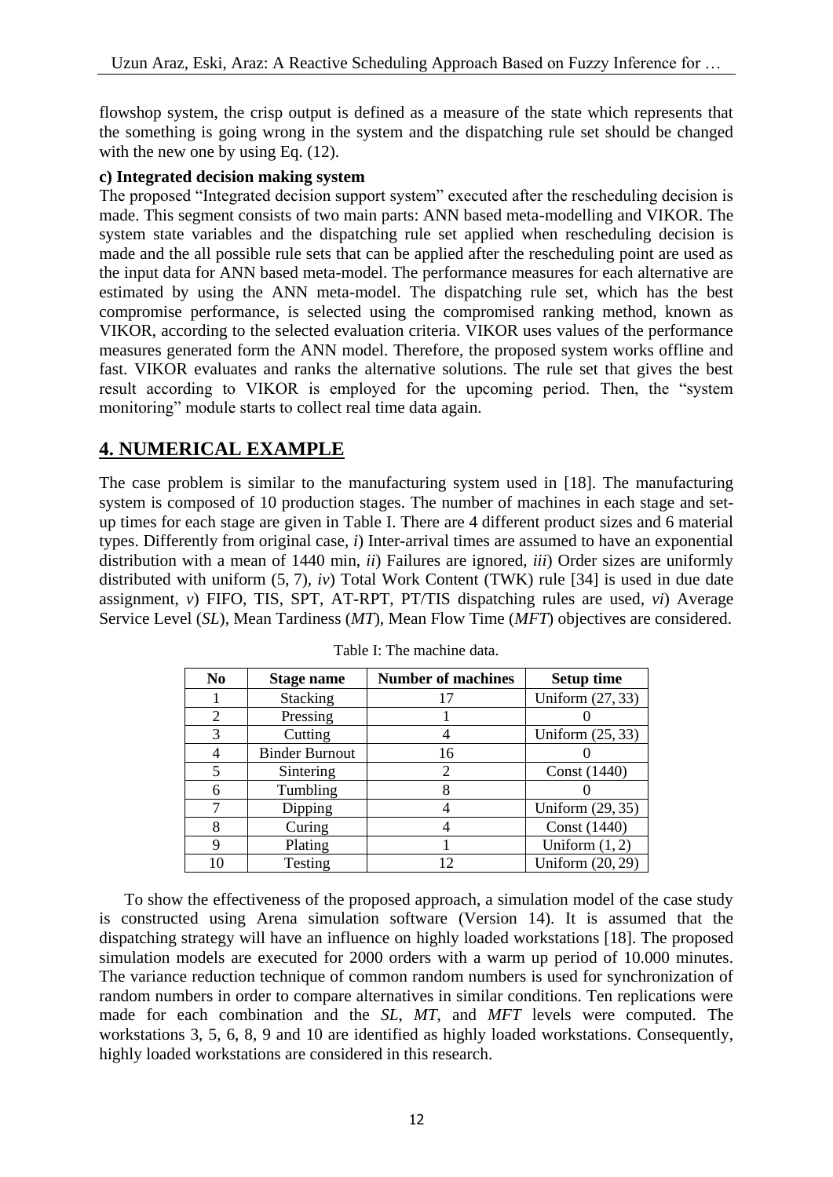flowshop system, the crisp output is defined as a measure of the state which represents that the something is going wrong in the system and the dispatching rule set should be changed with the new one by using Eq. (12).

**c) Integrated decision making system**

The proposed "Integrated decision support system" executed after the rescheduling decision is made. This segment consists of two main parts: ANN based meta-modelling and VIKOR. The system state variables and the dispatching rule set applied when rescheduling decision is made and the all possible rule sets that can be applied after the rescheduling point are used as the input data for ANN based meta-model. The performance measures for each alternative are estimated by using the ANN meta-model. The dispatching rule set, which has the best compromise performance, is selected using the compromised ranking method, known as VIKOR, according to the selected evaluation criteria. VIKOR uses values of the performance measures generated form the ANN model. Therefore, the proposed system works offline and fast. VIKOR evaluates and ranks the alternative solutions. The rule set that gives the best result according to VIKOR is employed for the upcoming period. Then, the "system monitoring" module starts to collect real time data again.

## 4. NUMERICAL EXAMPLE

The case problem is similar to the manufacturing system used in [18]. The manufacturing system is composed of 10 production stages. The number of machines in each stage and set-up times for each stage are given in Table I. There are 4 different product sizes and 6 material types. Differently from original case, *i*) Inter-arrival times are assumed to have an exponential distribution with a mean of 1440 min, *ii*) Failures are ignored, *iii*) Order sizes are uniformly distributed with uniform (5, 7), *iv*) Total Work Content (TWK) rule [34] is used in due date assignment, *v*) FIFO, TIS, SPT, AT-RPT, PT/TIS dispatching rules are used, *vi*) Average Service Level (*SL*), Mean Tardiness (*MT*), Mean Flow Time (*MFT*) objectives are considered.

Table I: The machine data.

| No | Stage name | Number of machines | Setup time |
|---|---|---|---|
| 1 | Stacking | 17 | Uniform (27, 33) |
| 2 | Pressing | 1 | 0 |
| 3 | Cutting | 4 | Uniform (25, 33) |
| 4 | Binder Burnout | 16 | 0 |
| 5 | Sintering | 2 | Const (1440) |
| 6 | Tumbling | 8 | 0 |
| 7 | Dipping | 4 | Uniform (29, 35) |
| 8 | Curing | 4 | Const (1440) |
| 9 | Plating | 1 | Uniform (1, 2) |
| 10 | Testing | 12 | Uniform (20, 29) |

To show the effectiveness of the proposed approach, a simulation model of the case study is constructed using Arena simulation software (Version 14). It is assumed that the dispatching strategy will have an influence on highly loaded workstations [18]. The proposed simulation models are executed for 2000 orders with a warm up period of 10.000 minutes. The variance reduction technique of common random numbers is used for synchronization of random numbers in order to compare alternatives in similar conditions. Ten replications were made for each combination and the *SL*, *MT*, and *MFT* levels were computed. The workstations 3, 5, 6, 8, 9 and 10 are identified as highly loaded workstations. Consequently, highly loaded workstations are considered in this research.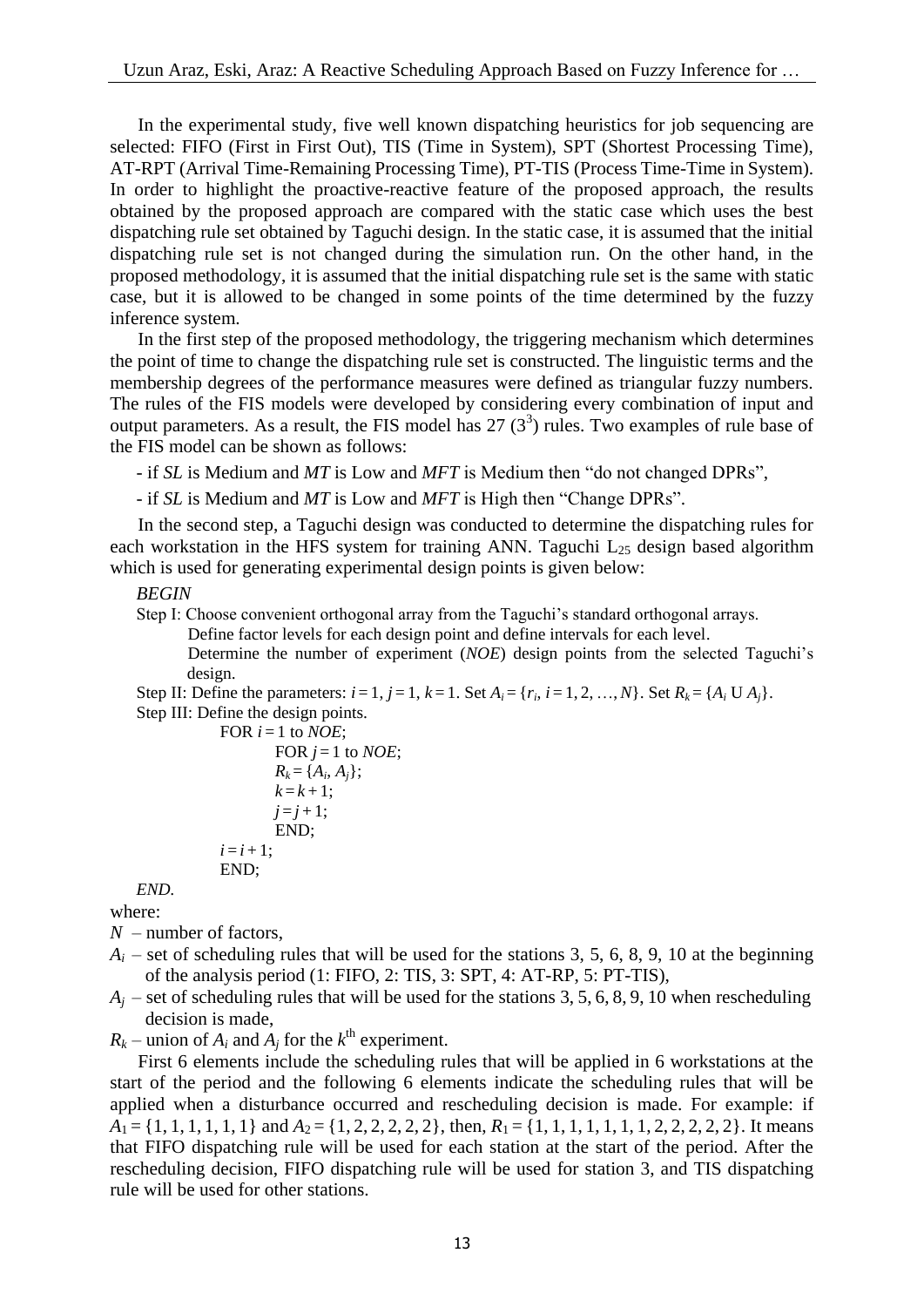In the experimental study, five well known dispatching heuristics for job sequencing are selected: FIFO (First in First Out), TIS (Time in System), SPT (Shortest Processing Time), AT-RPT (Arrival Time-Remaining Processing Time), PT-TIS (Process Time-Time in System). In order to highlight the proactive-reactive feature of the proposed approach, the results obtained by the proposed approach are compared with the static case which uses the best dispatching rule set obtained by Taguchi design. In the static case, it is assumed that the initial dispatching rule set is not changed during the simulation run. On the other hand, in the proposed methodology, it is assumed that the initial dispatching rule set is the same with static case, but it is allowed to be changed in some points of the time determined by the fuzzy inference system.

In the first step of the proposed methodology, the triggering mechanism which determines the point of time to change the dispatching rule set is constructed. The linguistic terms and the membership degrees of the performance measures were defined as triangular fuzzy numbers. The rules of the FIS models were developed by considering every combination of input and output parameters. As a result, the FIS model has 27 ($3^3$) rules. Two examples of rule base of the FIS model can be shown as follows:

- if *SL* is Medium and *MT* is Low and *MFT* is Medium then "do not changed DPRs",

- if *SL* is Medium and *MT* is Low and *MFT* is High then "Change DPRs".

In the second step, a Taguchi design was conducted to determine the dispatching rules for each workstation in the HFS system for training ANN. Taguchi $L_{25}$ design based algorithm which is used for generating experimental design points is given below:

```
BEGIN
Step I: Choose convenient orthogonal array from the Taguchi's standard orthogonal arrays.
        Define factor levels for each design point and define intervals for each level.
        Determine the number of experiment (NOE) design points from the selected Taguchi's
        design.
Step II: Define the parameters: i = 1, j = 1, k = 1. Set A_i = {r_i, i = 1, 2, …, N}. Set R_k = {A_i U A_j}.
Step III: Define the design points.
        FOR i = 1 to NOE;
                FOR j = 1 to NOE;
                R_k = {A_i, A_j};
                k = k + 1;
                j = j + 1;
                END;
        i = i + 1;
        END;
END.
```

where:

$N$ – number of factors,

$A_i$ – set of scheduling rules that will be used for the stations 3, 5, 6, 8, 9, 10 at the beginning of the analysis period (1: FIFO, 2: TIS, 3: SPT, 4: AT-RP, 5: PT-TIS),

$A_j$ – set of scheduling rules that will be used for the stations 3, 5, 6, 8, 9, 10 when rescheduling decision is made,

$R_k$ – union of $A_i$ and $A_j$ for the $k^{\text{th}}$ experiment.

First 6 elements include the scheduling rules that will be applied in 6 workstations at the start of the period and the following 6 elements indicate the scheduling rules that will be applied when a disturbance occurred and rescheduling decision is made. For example: if $A_1 = \{1, 1, 1, 1, 1, 1\}$ and $A_2 = \{1, 2, 2, 2, 2, 2\}$, then, $R_1 = \{1, 1, 1, 1, 1, 1, 1, 2, 2, 2, 2, 2\}$. It means that FIFO dispatching rule will be used for each station at the start of the period. After the rescheduling decision, FIFO dispatching rule will be used for station 3, and TIS dispatching rule will be used for other stations.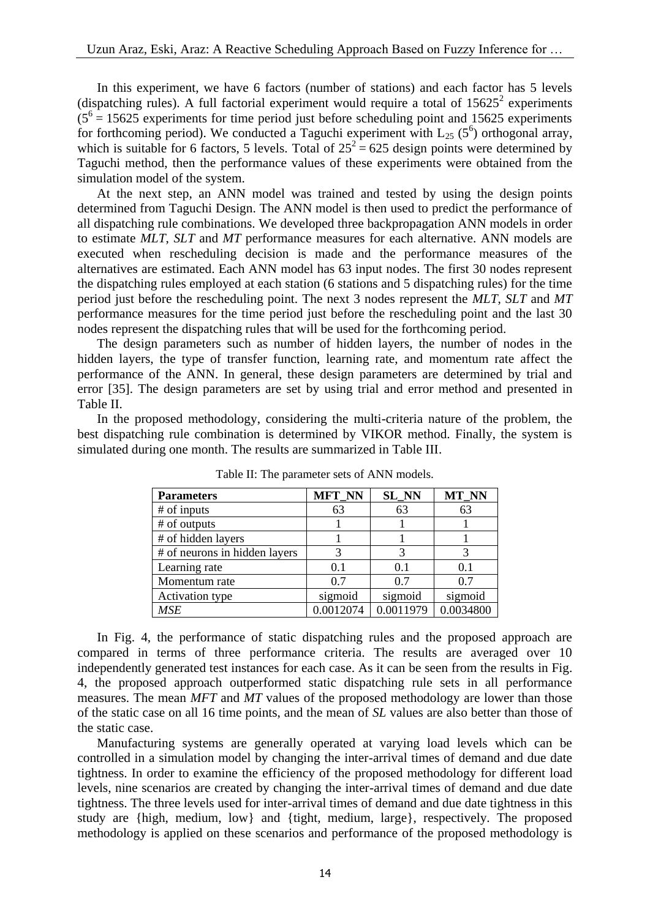In this experiment, we have 6 factors (number of stations) and each factor has 5 levels (dispatching rules). A full factorial experiment would require a total of $15625^2$ experiments ($5^6 = 15625$ experiments for time period just before scheduling point and 15625 experiments for forthcoming period). We conducted a Taguchi experiment with $L_{25}$ ($5^6$) orthogonal array, which is suitable for 6 factors, 5 levels. Total of $25^2 = 625$ design points were determined by Taguchi method, then the performance values of these experiments were obtained from the simulation model of the system.

At the next step, an ANN model was trained and tested by using the design points determined from Taguchi Design. The ANN model is then used to predict the performance of all dispatching rule combinations. We developed three backpropagation ANN models in order to estimate *MLT*, *SLT* and *MT* performance measures for each alternative. ANN models are executed when rescheduling decision is made and the performance measures of the alternatives are estimated. Each ANN model has 63 input nodes. The first 30 nodes represent the dispatching rules employed at each station (6 stations and 5 dispatching rules) for the time period just before the rescheduling point. The next 3 nodes represent the *MLT*, *SLT* and *MT* performance measures for the time period just before the rescheduling point and the last 30 nodes represent the dispatching rules that will be used for the forthcoming period.

The design parameters such as number of hidden layers, the number of nodes in the hidden layers, the type of transfer function, learning rate, and momentum rate affect the performance of the ANN. In general, these design parameters are determined by trial and error [35]. The design parameters are set by using trial and error method and presented in Table II.

In the proposed methodology, considering the multi-criteria nature of the problem, the best dispatching rule combination is determined by VIKOR method. Finally, the system is simulated during one month. The results are summarized in Table III.

Table II: The parameter sets of ANN models.

| **Parameters** | **MFT_NN** | **SL_NN** | **MT_NN** |
|---|---|---|---|
| # of inputs | 63 | 63 | 63 |
| # of outputs | 1 | 1 | 1 |
| # of hidden layers | 1 | 1 | 1 |
| # of neurons in hidden layers | 3 | 3 | 3 |
| Learning rate | 0.1 | 0.1 | 0.1 |
| Momentum rate | 0.7 | 0.7 | 0.7 |
| Activation type | sigmoid | sigmoid | sigmoid |
| *MSE* | 0.0012074 | 0.0011979 | 0.0034800 |

In Fig. 4, the performance of static dispatching rules and the proposed approach are compared in terms of three performance criteria. The results are averaged over 10 independently generated test instances for each case. As it can be seen from the results in Fig. 4, the proposed approach outperformed static dispatching rule sets in all performance measures. The mean *MFT* and *MT* values of the proposed methodology are lower than those of the static case on all 16 time points, and the mean of *SL* values are also better than those of the static case.

Manufacturing systems are generally operated at varying load levels which can be controlled in a simulation model by changing the inter-arrival times of demand and due date tightness. In order to examine the efficiency of the proposed methodology for different load levels, nine scenarios are created by changing the inter-arrival times of demand and due date tightness. The three levels used for inter-arrival times of demand and due date tightness in this study are {high, medium, low} and {tight, medium, large}, respectively. The proposed methodology is applied on these scenarios and performance of the proposed methodology is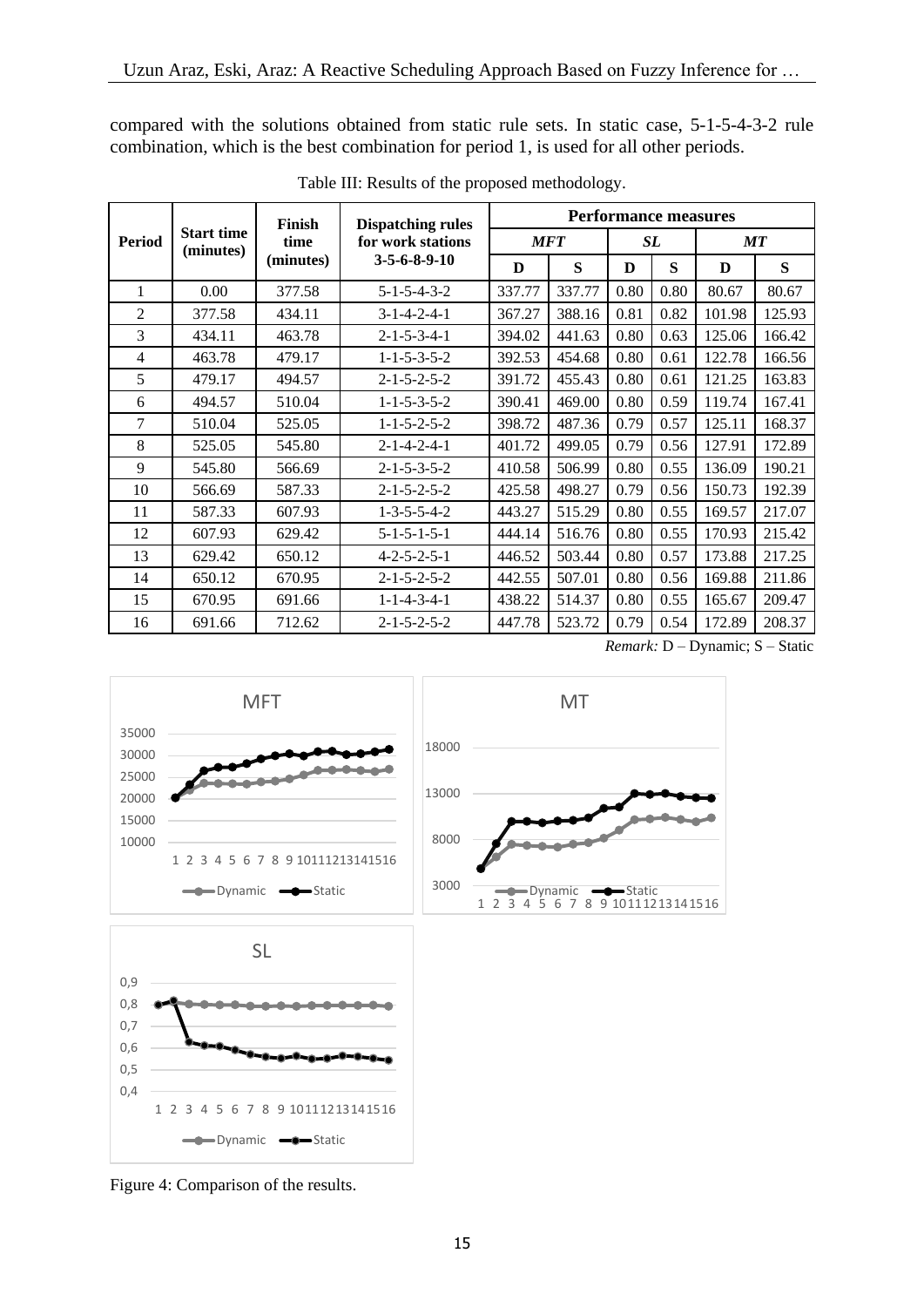compared with the solutions obtained from static rule sets. In static case, 5-1-5-4-3-2 rule combination, which is the best combination for period 1, is used for all other periods.

Table III: Results of the proposed methodology.

| Period | Start time (minutes) | Finish time (minutes) | Dispatching rules for work stations 3-5-6-8-9-10 | Performance measures | | | | | |
|---|---|---|---|---|---|---|---|---|---|
| | | | | *MFT* | | *SL* | | *MT* | |
| | | | | D | S | D | S | D | S |
| 1 | 0.00 | 377.58 | 5-1-5-4-3-2 | 337.77 | 337.77 | 0.80 | 0.80 | 80.67 | 80.67 |
| 2 | 377.58 | 434.11 | 3-1-4-2-4-1 | 367.27 | 388.16 | 0.81 | 0.82 | 101.98 | 125.93 |
| 3 | 434.11 | 463.78 | 2-1-5-3-4-1 | 394.02 | 441.63 | 0.80 | 0.63 | 125.06 | 166.42 |
| 4 | 463.78 | 479.17 | 1-1-5-3-5-2 | 392.53 | 454.68 | 0.80 | 0.61 | 122.78 | 166.56 |
| 5 | 479.17 | 494.57 | 2-1-5-2-5-2 | 391.72 | 455.43 | 0.80 | 0.61 | 121.25 | 163.83 |
| 6 | 494.57 | 510.04 | 1-1-5-3-5-2 | 390.41 | 469.00 | 0.80 | 0.59 | 119.74 | 167.41 |
| 7 | 510.04 | 525.05 | 1-1-5-2-5-2 | 398.72 | 487.36 | 0.79 | 0.57 | 125.11 | 168.37 |
| 8 | 525.05 | 545.80 | 2-1-4-2-4-1 | 401.72 | 499.05 | 0.79 | 0.56 | 127.91 | 172.89 |
| 9 | 545.80 | 566.69 | 2-1-5-3-5-2 | 410.58 | 506.99 | 0.80 | 0.55 | 136.09 | 190.21 |
| 10 | 566.69 | 587.33 | 2-1-5-2-5-2 | 425.58 | 498.27 | 0.79 | 0.56 | 150.73 | 192.39 |
| 11 | 587.33 | 607.93 | 1-3-5-5-4-2 | 443.27 | 515.29 | 0.80 | 0.55 | 169.57 | 217.07 |
| 12 | 607.93 | 629.42 | 5-1-5-1-5-1 | 444.14 | 516.76 | 0.80 | 0.55 | 170.93 | 215.42 |
| 13 | 629.42 | 650.12 | 4-2-5-2-5-1 | 446.52 | 503.44 | 0.80 | 0.57 | 173.88 | 217.25 |
| 14 | 650.12 | 670.95 | 2-1-5-2-5-2 | 442.55 | 507.01 | 0.80 | 0.56 | 169.88 | 211.86 |
| 15 | 670.95 | 691.66 | 1-1-4-3-4-1 | 438.22 | 514.37 | 0.80 | 0.55 | 165.67 | 209.47 |
| 16 | 691.66 | 712.62 | 2-1-5-2-5-2 | 447.78 | 523.72 | 0.79 | 0.54 | 172.89 | 208.37 |

*Remark:* D – Dynamic; S – Static

Figure 4: Comparison of the results.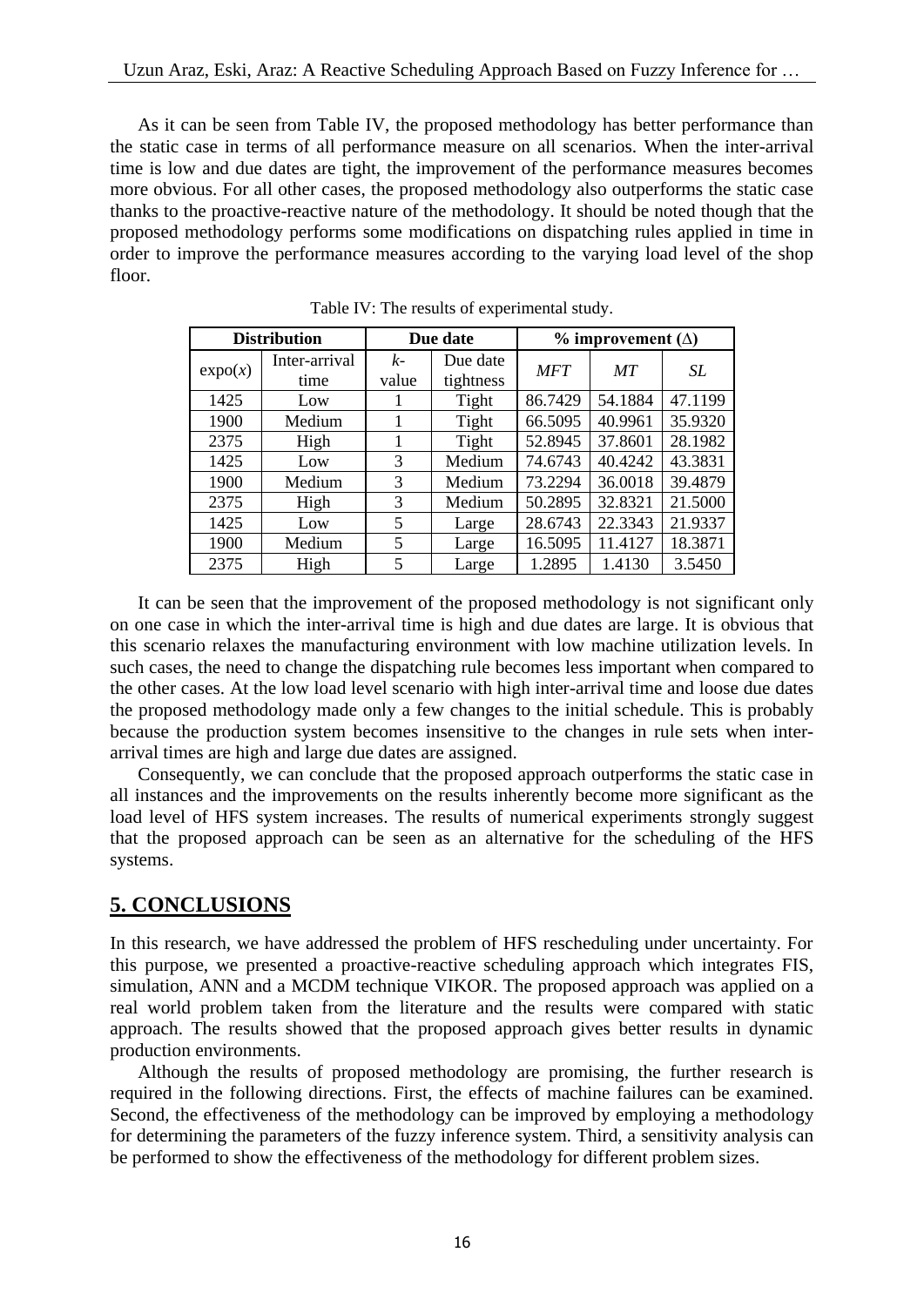As it can be seen from Table IV, the proposed methodology has better performance than the static case in terms of all performance measure on all scenarios. When the inter-arrival time is low and due dates are tight, the improvement of the performance measures becomes more obvious. For all other cases, the proposed methodology also outperforms the static case thanks to the proactive-reactive nature of the methodology. It should be noted though that the proposed methodology performs some modifications on dispatching rules applied in time in order to improve the performance measures according to the varying load level of the shop floor.

Table IV: The results of experimental study.

| **Distribution** | | **Due date** | | **% improvement (Δ)** | | |
|---|---|---|---|---|---|---|
| expo($x$) | Inter-arrival time | $k$-value | Due date tightness | *MFT* | *MT* | *SL* |
| 1425 | Low | 1 | Tight | 86.7429 | 54.1884 | 47.1199 |
| 1900 | Medium | 1 | Tight | 66.5095 | 40.9961 | 35.9320 |
| 2375 | High | 1 | Tight | 52.8945 | 37.8601 | 28.1982 |
| 1425 | Low | 3 | Medium | 74.6743 | 40.4242 | 43.3831 |
| 1900 | Medium | 3 | Medium | 73.2294 | 36.0018 | 39.4879 |
| 2375 | High | 3 | Medium | 50.2895 | 32.8321 | 21.5000 |
| 1425 | Low | 5 | Large | 28.6743 | 22.3343 | 21.9337 |
| 1900 | Medium | 5 | Large | 16.5095 | 11.4127 | 18.3871 |
| 2375 | High | 5 | Large | 1.2895 | 1.4130 | 3.5450 |

It can be seen that the improvement of the proposed methodology is not significant only on one case in which the inter-arrival time is high and due dates are large. It is obvious that this scenario relaxes the manufacturing environment with low machine utilization levels. In such cases, the need to change the dispatching rule becomes less important when compared to the other cases. At the low load level scenario with high inter-arrival time and loose due dates the proposed methodology made only a few changes to the initial schedule. This is probably because the production system becomes insensitive to the changes in rule sets when inter-arrival times are high and large due dates are assigned.

Consequently, we can conclude that the proposed approach outperforms the static case in all instances and the improvements on the results inherently become more significant as the load level of HFS system increases. The results of numerical experiments strongly suggest that the proposed approach can be seen as an alternative for the scheduling of the HFS systems.

## 5. CONCLUSIONS

In this research, we have addressed the problem of HFS rescheduling under uncertainty. For this purpose, we presented a proactive-reactive scheduling approach which integrates FIS, simulation, ANN and a MCDM technique VIKOR. The proposed approach was applied on a real world problem taken from the literature and the results were compared with static approach. The results showed that the proposed approach gives better results in dynamic production environments.

Although the results of proposed methodology are promising, the further research is required in the following directions. First, the effects of machine failures can be examined. Second, the effectiveness of the methodology can be improved by employing a methodology for determining the parameters of the fuzzy inference system. Third, a sensitivity analysis can be performed to show the effectiveness of the methodology for different problem sizes.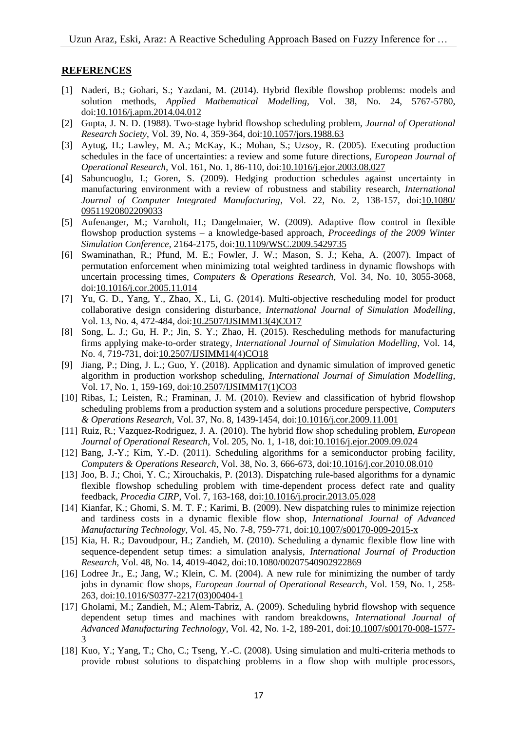## REFERENCES

[1] Naderi, B.; Gohari, S.; Yazdani, M. (2014). Hybrid flexible flowshop problems: models and solution methods, *Applied Mathematical Modelling*, Vol. 38, No. 24, 5767-5780, doi:10.1016/j.apm.2014.04.012

[2] Gupta, J. N. D. (1988). Two-stage hybrid flowshop scheduling problem, *Journal of Operational Research Society*, Vol. 39, No. 4, 359-364, doi:10.1057/jors.1988.63

[3] Aytug, H.; Lawley, M. A.; McKay, K.; Mohan, S.; Uzsoy, R. (2005). Executing production schedules in the face of uncertainties: a review and some future directions, *European Journal of Operational Research*, Vol. 161, No. 1, 86-110, doi:10.1016/j.ejor.2003.08.027

[4] Sabuncuoglu, I.; Goren, S. (2009). Hedging production schedules against uncertainty in manufacturing environment with a review of robustness and stability research, *International Journal of Computer Integrated Manufacturing*, Vol. 22, No. 2, 138-157, doi:10.1080/09511920802209033

[5] Aufenanger, M.; Varnholt, H.; Dangelmaier, W. (2009). Adaptive flow control in flexible flowshop production systems – a knowledge-based approach, *Proceedings of the 2009 Winter Simulation Conference*, 2164-2175, doi:10.1109/WSC.2009.5429735

[6] Swaminathan, R.; Pfund, M. E.; Fowler, J. W.; Mason, S. J.; Keha, A. (2007). Impact of permutation enforcement when minimizing total weighted tardiness in dynamic flowshops with uncertain processing times, *Computers & Operations Research*, Vol. 34, No. 10, 3055-3068, doi:10.1016/j.cor.2005.11.014

[7] Yu, G. D., Yang, Y., Zhao, X., Li, G. (2014). Multi-objective rescheduling model for product collaborative design considering disturbance, *International Journal of Simulation Modelling*, Vol. 13, No. 4, 472-484, doi:10.2507/IJSIMM13(4)CO17

[8] Song, L. J.; Gu, H. P.; Jin, S. Y.; Zhao, H. (2015). Rescheduling methods for manufacturing firms applying make-to-order strategy, *International Journal of Simulation Modelling*, Vol. 14, No. 4, 719-731, doi:10.2507/IJSIMM14(4)CO18

[9] Jiang, P.; Ding, J. L.; Guo, Y. (2018). Application and dynamic simulation of improved genetic algorithm in production workshop scheduling, *International Journal of Simulation Modelling*, Vol. 17, No. 1, 159-169, doi:10.2507/IJSIMM17(1)CO3

[10] Ribas, I.; Leisten, R.; Framinan, J. M. (2010). Review and classification of hybrid flowshop scheduling problems from a production system and a solutions procedure perspective, *Computers & Operations Research*, Vol. 37, No. 8, 1439-1454, doi:10.1016/j.cor.2009.11.001

[11] Ruiz, R.; Vazquez-Rodriguez, J. A. (2010). The hybrid flow shop scheduling problem, *European Journal of Operational Research*, Vol. 205, No. 1, 1-18, doi:10.1016/j.ejor.2009.09.024

[12] Bang, J.-Y.; Kim, Y.-D. (2011). Scheduling algorithms for a semiconductor probing facility, *Computers & Operations Research*, Vol. 38, No. 3, 666-673, doi:10.1016/j.cor.2010.08.010

[13] Joo, B. J.; Choi, Y. C.; Xirouchakis, P. (2013). Dispatching rule-based algorithms for a dynamic flexible flowshop scheduling problem with time-dependent process defect rate and quality feedback, *Procedia CIRP*, Vol. 7, 163-168, doi:10.1016/j.procir.2013.05.028

[14] Kianfar, K.; Ghomi, S. M. T. F.; Karimi, B. (2009). New dispatching rules to minimize rejection and tardiness costs in a dynamic flexible flow shop, *International Journal of Advanced Manufacturing Technology*, Vol. 45, No. 7-8, 759-771, doi:10.1007/s00170-009-2015-x

[15] Kia, H. R.; Davoudpour, H.; Zandieh, M. (2010). Scheduling a dynamic flexible flow line with sequence-dependent setup times: a simulation analysis, *International Journal of Production Research*, Vol. 48, No. 14, 4019-4042, doi:10.1080/00207540902922869

[16] Lodree Jr., E.; Jang, W.; Klein, C. M. (2004). A new rule for minimizing the number of tardy jobs in dynamic flow shops, *European Journal of Operational Research*, Vol. 159, No. 1, 258-263, doi:10.1016/S0377-2217(03)00404-1

[17] Gholami, M.; Zandieh, M.; Alem-Tabriz, A. (2009). Scheduling hybrid flowshop with sequence dependent setup times and machines with random breakdowns, *International Journal of Advanced Manufacturing Technology*, Vol. 42, No. 1-2, 189-201, doi:10.1007/s00170-008-1577-3

[18] Kuo, Y.; Yang, T.; Cho, C.; Tseng, Y.-C. (2008). Using simulation and multi-criteria methods to provide robust solutions to dispatching problems in a flow shop with multiple processors,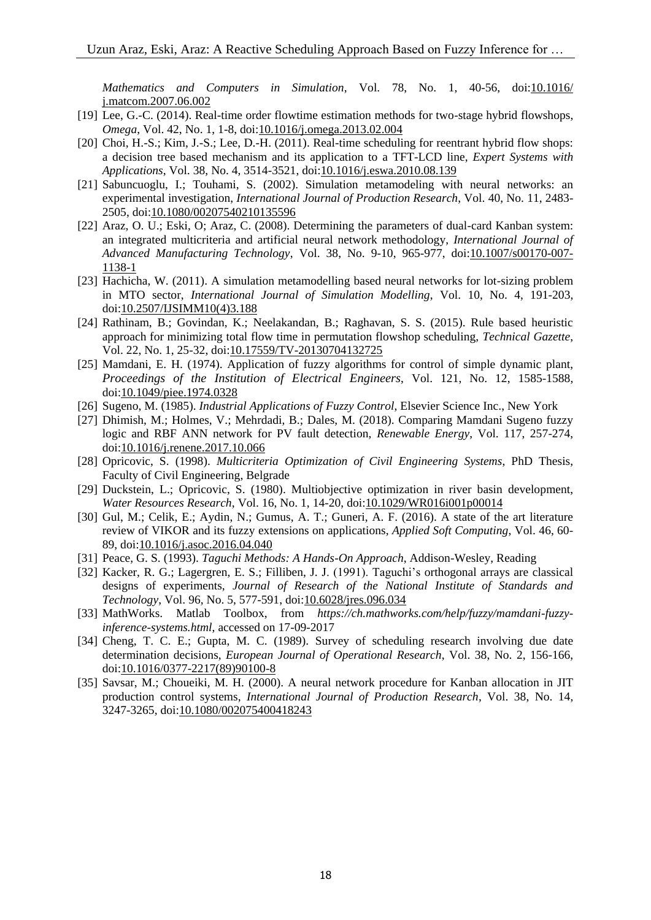*Mathematics and Computers in Simulation*, Vol. 78, No. 1, 40-56, doi:10.1016/j.matcom.2007.06.002

[19] Lee, G.-C. (2014). Real-time order flowtime estimation methods for two-stage hybrid flowshops, *Omega*, Vol. 42, No. 1, 1-8, doi:10.1016/j.omega.2013.02.004

[20] Choi, H.-S.; Kim, J.-S.; Lee, D.-H. (2011). Real-time scheduling for reentrant hybrid flow shops: a decision tree based mechanism and its application to a TFT-LCD line, *Expert Systems with Applications*, Vol. 38, No. 4, 3514-3521, doi:10.1016/j.eswa.2010.08.139

[21] Sabuncuoglu, I.; Touhami, S. (2002). Simulation metamodeling with neural networks: an experimental investigation, *International Journal of Production Research*, Vol. 40, No. 11, 2483-2505, doi:10.1080/00207540210135596

[22] Araz, O. U.; Eski, O; Araz, C. (2008). Determining the parameters of dual-card Kanban system: an integrated multicriteria and artificial neural network methodology, *International Journal of Advanced Manufacturing Technology*, Vol. 38, No. 9-10, 965-977, doi:10.1007/s00170-007-1138-1

[23] Hachicha, W. (2011). A simulation metamodelling based neural networks for lot-sizing problem in MTO sector, *International Journal of Simulation Modelling*, Vol. 10, No. 4, 191-203, doi:10.2507/IJSIMM10(4)3.188

[24] Rathinam, B.; Govindan, K.; Neelakandan, B.; Raghavan, S. S. (2015). Rule based heuristic approach for minimizing total flow time in permutation flowshop scheduling, *Technical Gazette*, Vol. 22, No. 1, 25-32, doi:10.17559/TV-20130704132725

[25] Mamdani, E. H. (1974). Application of fuzzy algorithms for control of simple dynamic plant, *Proceedings of the Institution of Electrical Engineers*, Vol. 121, No. 12, 1585-1588, doi:10.1049/piee.1974.0328

[26] Sugeno, M. (1985). *Industrial Applications of Fuzzy Control*, Elsevier Science Inc., New York

[27] Dhimish, M.; Holmes, V.; Mehrdadi, B.; Dales, M. (2018). Comparing Mamdani Sugeno fuzzy logic and RBF ANN network for PV fault detection, *Renewable Energy*, Vol. 117, 257-274, doi:10.1016/j.renene.2017.10.066

[28] Opricovic, S. (1998). *Multicriteria Optimization of Civil Engineering Systems*, PhD Thesis, Faculty of Civil Engineering, Belgrade

[29] Duckstein, L.; Opricovic, S. (1980). Multiobjective optimization in river basin development, *Water Resources Research*, Vol. 16, No. 1, 14-20, doi:10.1029/WR016i001p00014

[30] Gul, M.; Celik, E.; Aydin, N.; Gumus, A. T.; Guneri, A. F. (2016). A state of the art literature review of VIKOR and its fuzzy extensions on applications, *Applied Soft Computing*, Vol. 46, 60-89, doi:10.1016/j.asoc.2016.04.040

[31] Peace, G. S. (1993). *Taguchi Methods: A Hands-On Approach*, Addison-Wesley, Reading

[32] Kacker, R. G.; Lagergren, E. S.; Filliben, J. J. (1991). Taguchi's orthogonal arrays are classical designs of experiments, *Journal of Research of the National Institute of Standards and Technology*, Vol. 96, No. 5, 577-591, doi:10.6028/jres.096.034

[33] MathWorks. Matlab Toolbox, from *https://ch.mathworks.com/help/fuzzy/mamdani-fuzzy-inference-systems.html*, accessed on 17-09-2017

[34] Cheng, T. C. E.; Gupta, M. C. (1989). Survey of scheduling research involving due date determination decisions, *European Journal of Operational Research*, Vol. 38, No. 2, 156-166, doi:10.1016/0377-2217(89)90100-8

[35] Savsar, M.; Choueiki, M. H. (2000). A neural network procedure for Kanban allocation in JIT production control systems, *International Journal of Production Research*, Vol. 38, No. 14, 3247-3265, doi:10.1080/002075400418243